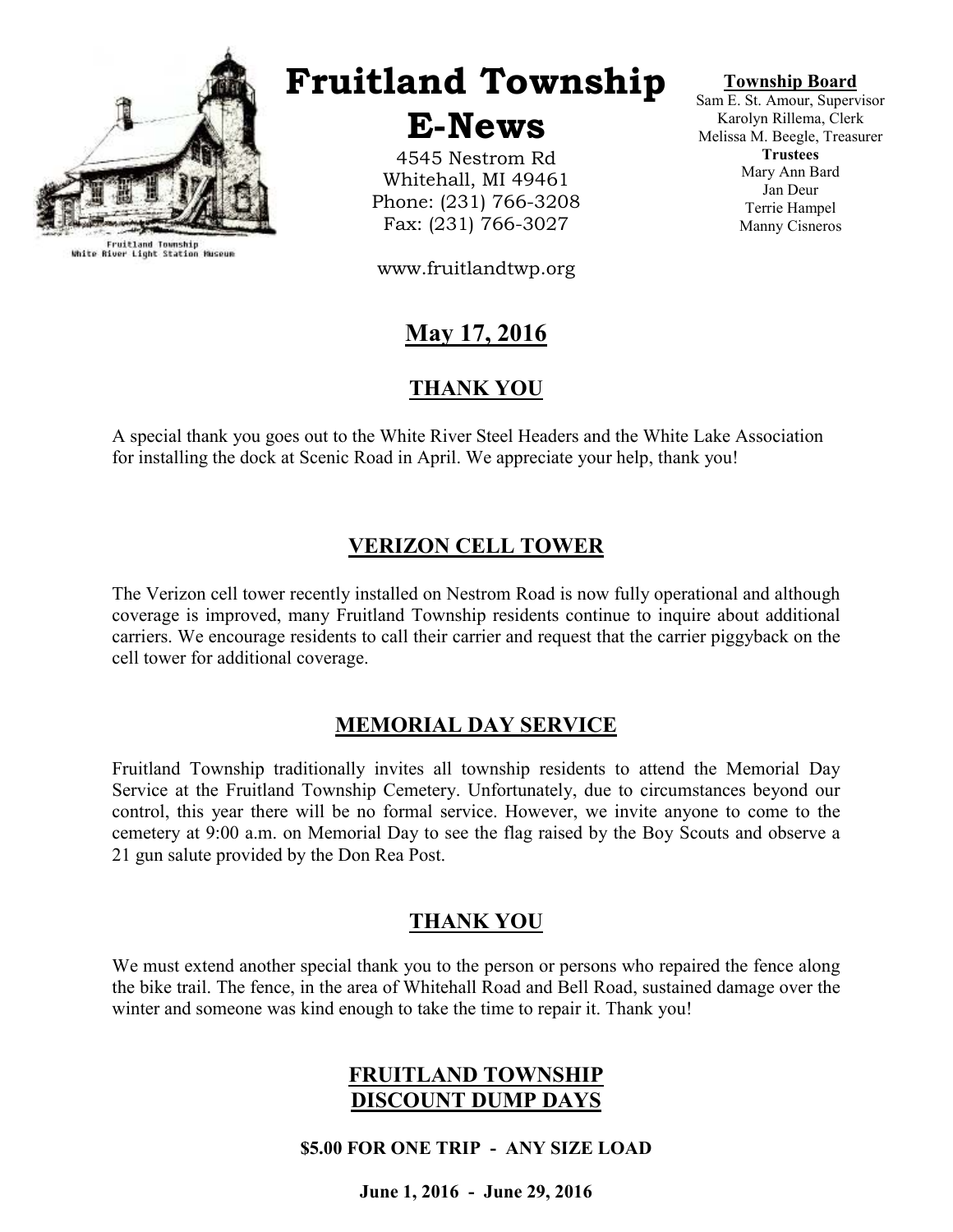Fruitland Township
White River Light Station Museum

# Fruitland Township E-News

4545 Nestrom Rd
Whitehall, MI 49461
Phone: (231) 766-3208
Fax: (231) 766-3027

www.fruitlandtwp.org

**Township Board**
Sam E. St. Amour, Supervisor
Karolyn Rillema, Clerk
Melissa M. Beegle, Treasurer
**Trustees**
Mary Ann Bard
Jan Deur
Terrie Hampel
Manny Cisneros

## May 17, 2016

## THANK YOU

A special thank you goes out to the White River Steel Headers and the White Lake Association for installing the dock at Scenic Road in April. We appreciate your help, thank you!

## VERIZON CELL TOWER

The Verizon cell tower recently installed on Nestrom Road is now fully operational and although coverage is improved, many Fruitland Township residents continue to inquire about additional carriers. We encourage residents to call their carrier and request that the carrier piggyback on the cell tower for additional coverage.

## MEMORIAL DAY SERVICE

Fruitland Township traditionally invites all township residents to attend the Memorial Day Service at the Fruitland Township Cemetery. Unfortunately, due to circumstances beyond our control, this year there will be no formal service. However, we invite anyone to come to the cemetery at 9:00 a.m. on Memorial Day to see the flag raised by the Boy Scouts and observe a 21 gun salute provided by the Don Rea Post.

## THANK YOU

We must extend another special thank you to the person or persons who repaired the fence along the bike trail. The fence, in the area of Whitehall Road and Bell Road, sustained damage over the winter and someone was kind enough to take the time to repair it. Thank you!

## FRUITLAND TOWNSHIP DISCOUNT DUMP DAYS

**$5.00 FOR ONE TRIP - ANY SIZE LOAD**

**June 1, 2016 - June 29, 2016**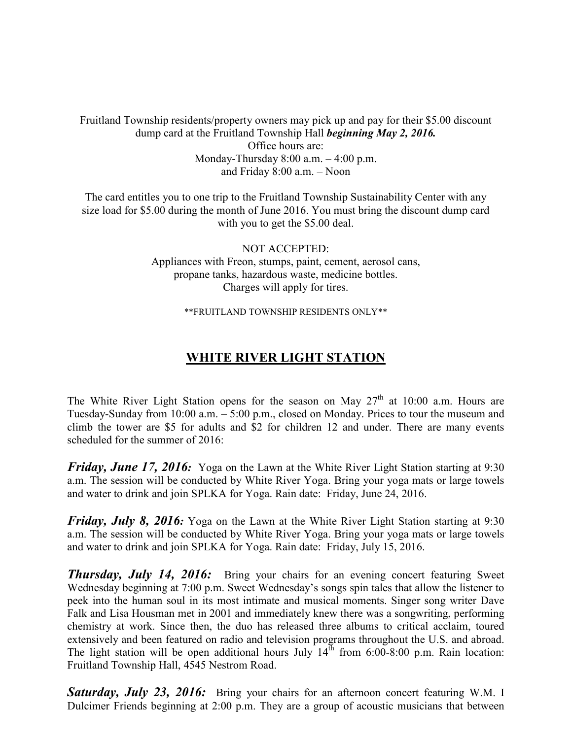Fruitland Township residents/property owners may pick up and pay for their $5.00 discount dump card at the Fruitland Township Hall ***beginning May 2, 2016.***
Office hours are:
Monday-Thursday 8:00 a.m. – 4:00 p.m.
and Friday 8:00 a.m. – Noon

The card entitles you to one trip to the Fruitland Township Sustainability Center with any size load for $5.00 during the month of June 2016. You must bring the discount dump card with you to get the $5.00 deal.

NOT ACCEPTED:
Appliances with Freon, stumps, paint, cement, aerosol cans, propane tanks, hazardous waste, medicine bottles.
Charges will apply for tires.

**FRUITLAND TOWNSHIP RESIDENTS ONLY**

## WHITE RIVER LIGHT STATION

The White River Light Station opens for the season on May 27th at 10:00 a.m. Hours are Tuesday-Sunday from 10:00 a.m. – 5:00 p.m., closed on Monday. Prices to tour the museum and climb the tower are $5 for adults and $2 for children 12 and under. There are many events scheduled for the summer of 2016:

***Friday, June 17, 2016:*** Yoga on the Lawn at the White River Light Station starting at 9:30 a.m. The session will be conducted by White River Yoga. Bring your yoga mats or large towels and water to drink and join SPLKA for Yoga. Rain date: Friday, June 24, 2016.

***Friday, July 8, 2016:*** Yoga on the Lawn at the White River Light Station starting at 9:30 a.m. The session will be conducted by White River Yoga. Bring your yoga mats or large towels and water to drink and join SPLKA for Yoga. Rain date: Friday, July 15, 2016.

***Thursday, July 14, 2016:*** Bring your chairs for an evening concert featuring Sweet Wednesday beginning at 7:00 p.m. Sweet Wednesday's songs spin tales that allow the listener to peek into the human soul in its most intimate and musical moments. Singer song writer Dave Falk and Lisa Housman met in 2001 and immediately knew there was a songwriting, performing chemistry at work. Since then, the duo has released three albums to critical acclaim, toured extensively and been featured on radio and television programs throughout the U.S. and abroad. The light station will be open additional hours July 14th from 6:00-8:00 p.m. Rain location: Fruitland Township Hall, 4545 Nestrom Road.

***Saturday, July 23, 2016:*** Bring your chairs for an afternoon concert featuring W.M. I Dulcimer Friends beginning at 2:00 p.m. They are a group of acoustic musicians that between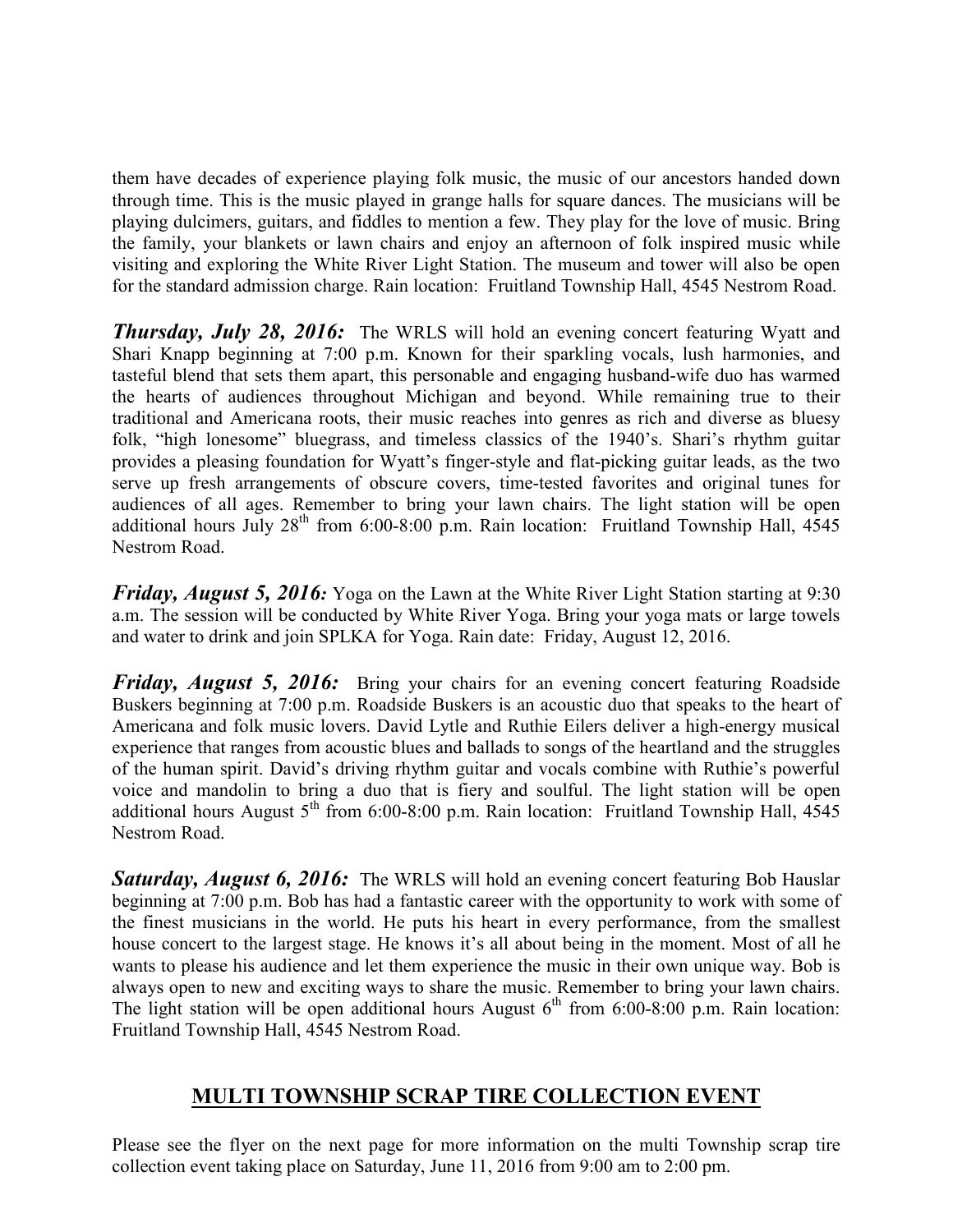them have decades of experience playing folk music, the music of our ancestors handed down through time. This is the music played in grange halls for square dances. The musicians will be playing dulcimers, guitars, and fiddles to mention a few. They play for the love of music. Bring the family, your blankets or lawn chairs and enjoy an afternoon of folk inspired music while visiting and exploring the White River Light Station. The museum and tower will also be open for the standard admission charge. Rain location: Fruitland Township Hall, 4545 Nestrom Road.

***Thursday, July 28, 2016:*** The WRLS will hold an evening concert featuring Wyatt and Shari Knapp beginning at 7:00 p.m. Known for their sparkling vocals, lush harmonies, and tasteful blend that sets them apart, this personable and engaging husband-wife duo has warmed the hearts of audiences throughout Michigan and beyond. While remaining true to their traditional and Americana roots, their music reaches into genres as rich and diverse as bluesy folk, "high lonesome" bluegrass, and timeless classics of the 1940's. Shari's rhythm guitar provides a pleasing foundation for Wyatt's finger-style and flat-picking guitar leads, as the two serve up fresh arrangements of obscure covers, time-tested favorites and original tunes for audiences of all ages. Remember to bring your lawn chairs. The light station will be open additional hours July 28th from 6:00-8:00 p.m. Rain location: Fruitland Township Hall, 4545 Nestrom Road.

***Friday, August 5, 2016:*** Yoga on the Lawn at the White River Light Station starting at 9:30 a.m. The session will be conducted by White River Yoga. Bring your yoga mats or large towels and water to drink and join SPLKA for Yoga. Rain date: Friday, August 12, 2016.

***Friday, August 5, 2016:*** Bring your chairs for an evening concert featuring Roadside Buskers beginning at 7:00 p.m. Roadside Buskers is an acoustic duo that speaks to the heart of Americana and folk music lovers. David Lytle and Ruthie Eilers deliver a high-energy musical experience that ranges from acoustic blues and ballads to songs of the heartland and the struggles of the human spirit. David's driving rhythm guitar and vocals combine with Ruthie's powerful voice and mandolin to bring a duo that is fiery and soulful. The light station will be open additional hours August 5th from 6:00-8:00 p.m. Rain location: Fruitland Township Hall, 4545 Nestrom Road.

***Saturday, August 6, 2016:*** The WRLS will hold an evening concert featuring Bob Hauslar beginning at 7:00 p.m. Bob has had a fantastic career with the opportunity to work with some of the finest musicians in the world. He puts his heart in every performance, from the smallest house concert to the largest stage. He knows it's all about being in the moment. Most of all he wants to please his audience and let them experience the music in their own unique way. Bob is always open to new and exciting ways to share the music. Remember to bring your lawn chairs. The light station will be open additional hours August 6th from 6:00-8:00 p.m. Rain location: Fruitland Township Hall, 4545 Nestrom Road.

## MULTI TOWNSHIP SCRAP TIRE COLLECTION EVENT

Please see the flyer on the next page for more information on the multi Township scrap tire collection event taking place on Saturday, June 11, 2016 from 9:00 am to 2:00 pm.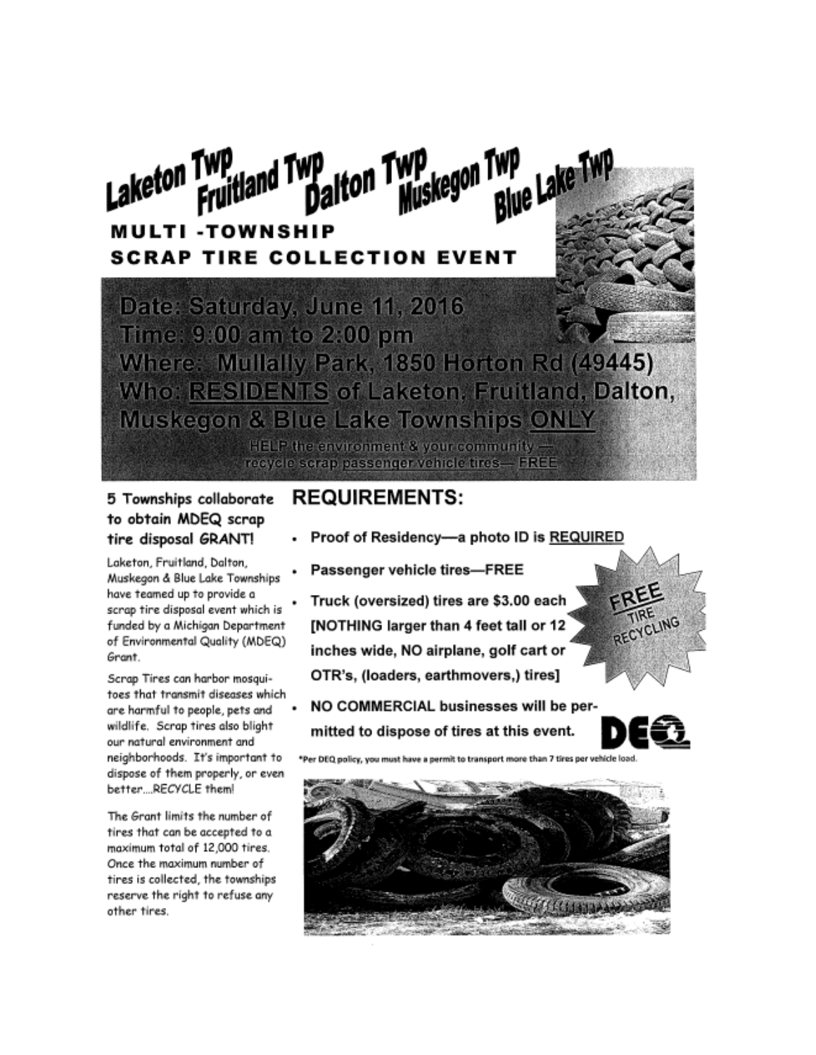# Laketon Twp Fruitland Twp Dalton Twp Muskegon Twp Blue Lake Twp

## MULTI -TOWNSHIP SCRAP TIRE COLLECTION EVENT

**Date: Saturday, June 11, 2016**

**Time: 9:00 am to 2:00 pm**

**Where: Mullally Park, 1850 Horton Rd (49445)**

**Who: RESIDENTS of Laketon, Fruitland, Dalton, Muskegon & Blue Lake Townships ONLY**

HELP the environment & your community — recycle scrap passenger vehicle tires— FREE

### 5 Townships collaborate to obtain MDEQ scrap tire disposal GRANT!

Laketon, Fruitland, Dalton, Muskegon & Blue Lake Townships have teamed up to provide a scrap tire disposal event which is funded by a Michigan Department of Environmental Quality (MDEQ) Grant.

Scrap Tires can harbor mosquitoes that transmit diseases which are harmful to people, pets and wildlife. Scrap tires also blight our natural environment and neighborhoods. It's important to dispose of them properly, or even better....RECYCLE them!

The Grant limits the number of tires that can be accepted to a maximum total of 12,000 tires. Once the maximum number of tires is collected, the townships reserve the right to refuse any other tires.

## REQUIREMENTS:

- **Proof of Residency—a photo ID is REQUIRED**
- **Passenger vehicle tires—FREE**
- **Truck (oversized) tires are $3.00 each [NOTHING larger than 4 feet tall or 12 inches wide, NO airplane, golf cart or OTR's, (loaders, earthmovers,) tires]**
- **NO COMMERCIAL businesses will be permitted to dispose of tires at this event.**

FREE TIRE RECYCLING

DEQ

*Per DEQ policy, you must have a permit to transport more than 7 tires per vehicle load.